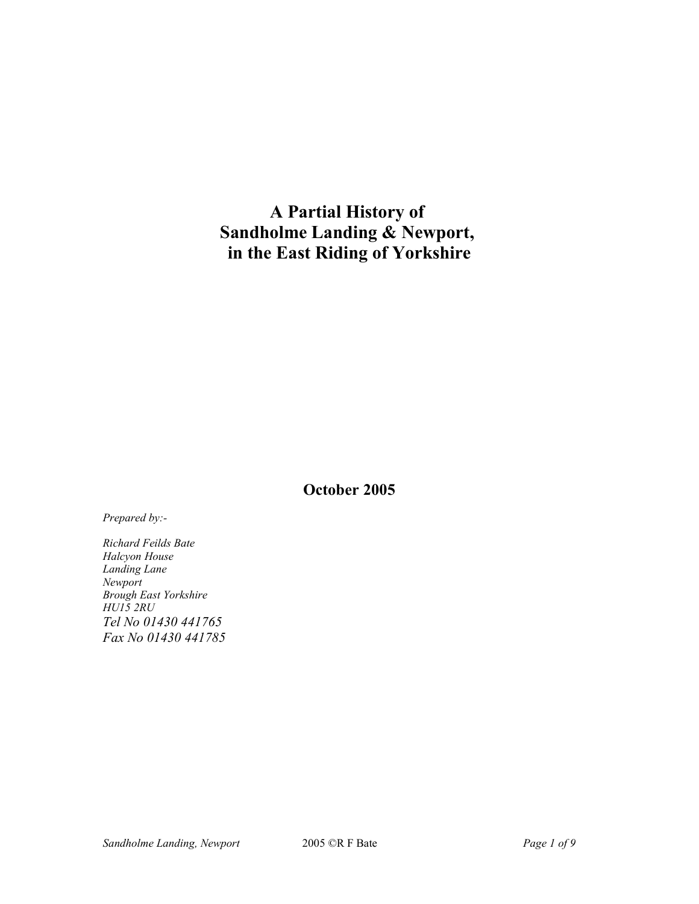# A Partial History of Sandholme Landing & Newport, in the East Riding of Yorkshire

**October 2005**

*Prepared by:-*

*Richard Feilds Bate*
*Halcyon House*
*Landing Lane*
*Newport*
*Brough East Yorkshire*
*HU15 2RU*
*Tel No 01430 441765*
*Fax No 01430 441785*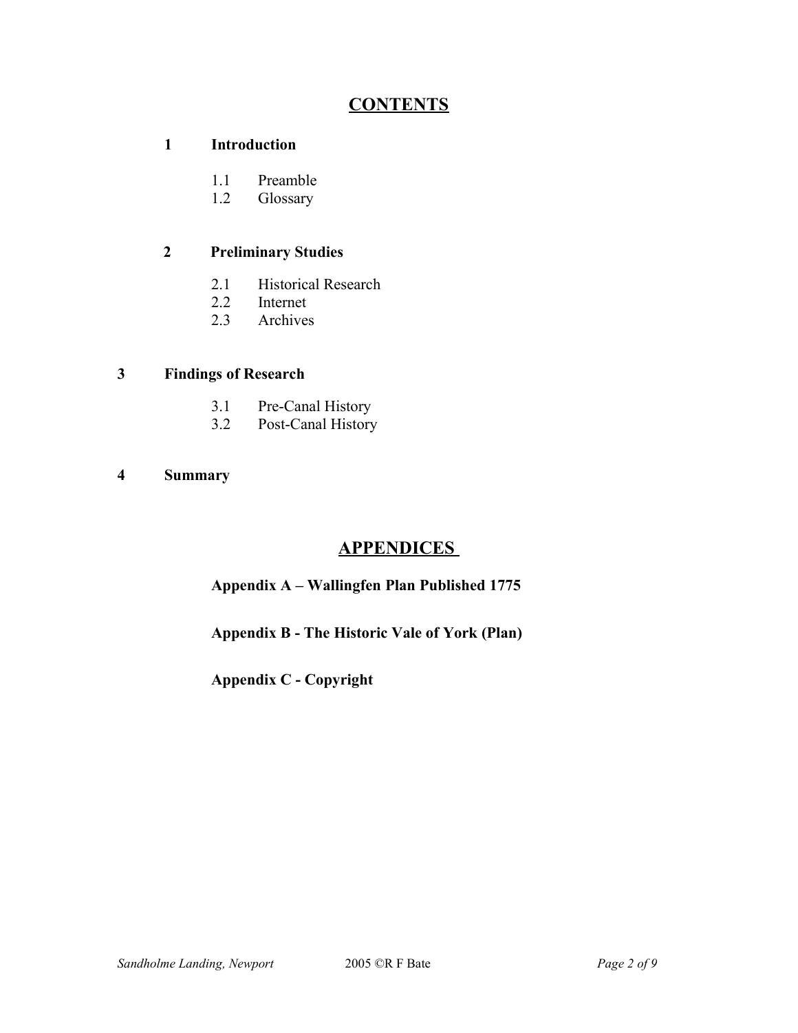# CONTENTS

**1 Introduction**

- 1.1 Preamble
- 1.2 Glossary

**2 Preliminary Studies**

- 2.1 Historical Research
- 2.2 Internet
- 2.3 Archives

**3 Findings of Research**

- 3.1 Pre-Canal History
- 3.2 Post-Canal History

**4 Summary**

# APPENDICES

**Appendix A – Wallingfen Plan Published 1775**

**Appendix B - The Historic Vale of York (Plan)**

**Appendix C - Copyright**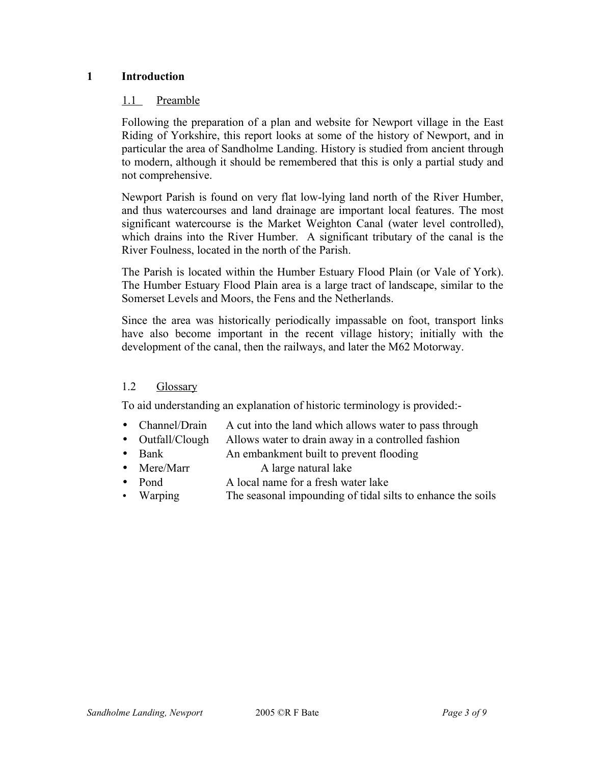# 1 Introduction

## 1.1 Preamble

Following the preparation of a plan and website for Newport village in the East Riding of Yorkshire, this report looks at some of the history of Newport, and in particular the area of Sandholme Landing. History is studied from ancient through to modern, although it should be remembered that this is only a partial study and not comprehensive.

Newport Parish is found on very flat low-lying land north of the River Humber, and thus watercourses and land drainage are important local features. The most significant watercourse is the Market Weighton Canal (water level controlled), which drains into the River Humber. A significant tributary of the canal is the River Foulness, located in the north of the Parish.

The Parish is located within the Humber Estuary Flood Plain (or Vale of York). The Humber Estuary Flood Plain area is a large tract of landscape, similar to the Somerset Levels and Moors, the Fens and the Netherlands.

Since the area was historically periodically impassable on foot, transport links have also become important in the recent village history; initially with the development of the canal, then the railways, and later the M62 Motorway.

## 1.2 Glossary

To aid understanding an explanation of historic terminology is provided:-

- Channel/Drain — A cut into the land which allows water to pass through
- Outfall/Clough — Allows water to drain away in a controlled fashion
- Bank — An embankment built to prevent flooding
- Mere/Marr — A large natural lake
- Pond — A local name for a fresh water lake
- Warping — The seasonal impounding of tidal silts to enhance the soils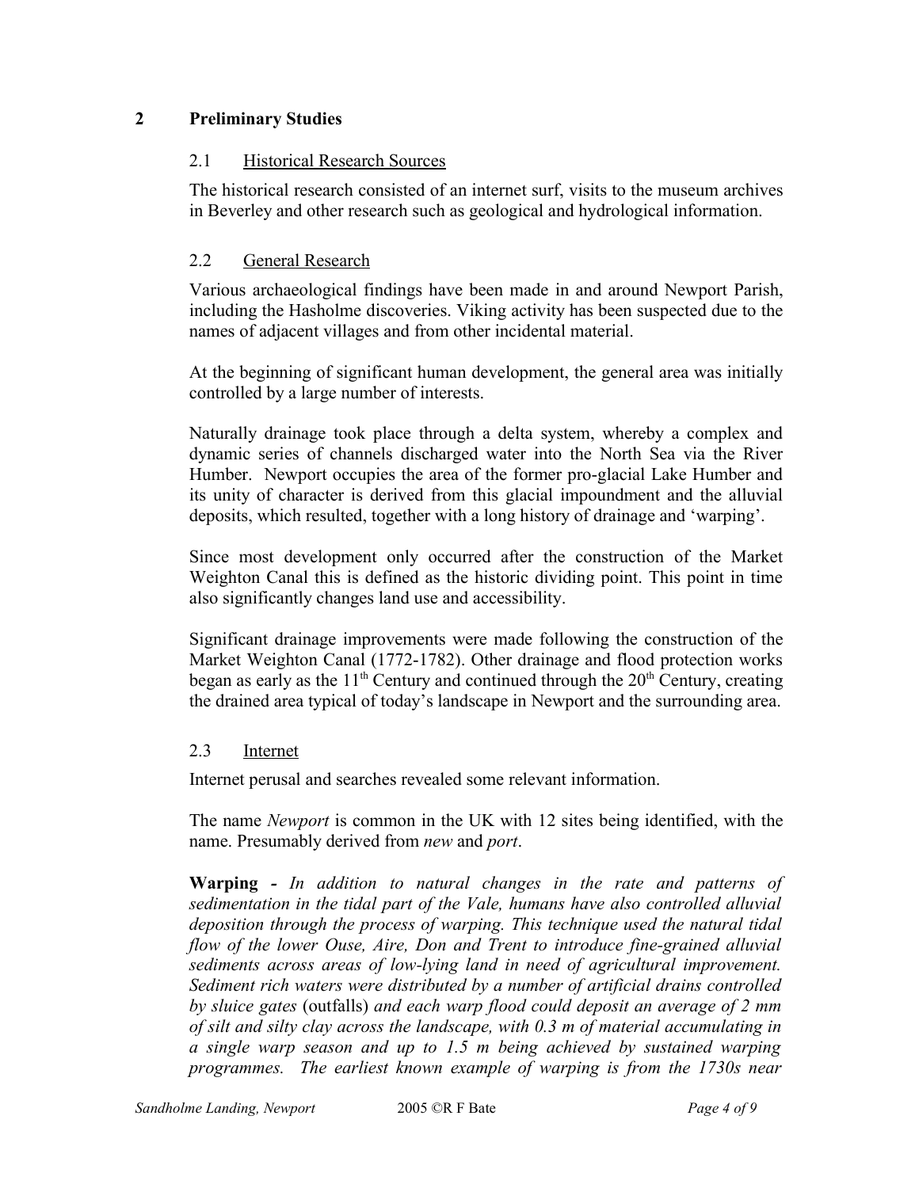## 2 Preliminary Studies

### 2.1 Historical Research Sources

The historical research consisted of an internet surf, visits to the museum archives in Beverley and other research such as geological and hydrological information.

### 2.2 General Research

Various archaeological findings have been made in and around Newport Parish, including the Hasholme discoveries. Viking activity has been suspected due to the names of adjacent villages and from other incidental material.

At the beginning of significant human development, the general area was initially controlled by a large number of interests.

Naturally drainage took place through a delta system, whereby a complex and dynamic series of channels discharged water into the North Sea via the River Humber. Newport occupies the area of the former pro-glacial Lake Humber and its unity of character is derived from this glacial impoundment and the alluvial deposits, which resulted, together with a long history of drainage and 'warping'.

Since most development only occurred after the construction of the Market Weighton Canal this is defined as the historic dividing point. This point in time also significantly changes land use and accessibility.

Significant drainage improvements were made following the construction of the Market Weighton Canal (1772-1782). Other drainage and flood protection works began as early as the 11th Century and continued through the 20th Century, creating the drained area typical of today's landscape in Newport and the surrounding area.

### 2.3 Internet

Internet perusal and searches revealed some relevant information.

The name *Newport* is common in the UK with 12 sites being identified, with the name. Presumably derived from *new* and *port*.

**Warping -** *In addition to natural changes in the rate and patterns of sedimentation in the tidal part of the Vale, humans have also controlled alluvial deposition through the process of warping. This technique used the natural tidal flow of the lower Ouse, Aire, Don and Trent to introduce fine-grained alluvial sediments across areas of low-lying land in need of agricultural improvement. Sediment rich waters were distributed by a number of artificial drains controlled by sluice gates* (outfalls) *and each warp flood could deposit an average of 2 mm of silt and silty clay across the landscape, with 0.3 m of material accumulating in a single warp season and up to 1.5 m being achieved by sustained warping programmes. The earliest known example of warping is from the 1730s near*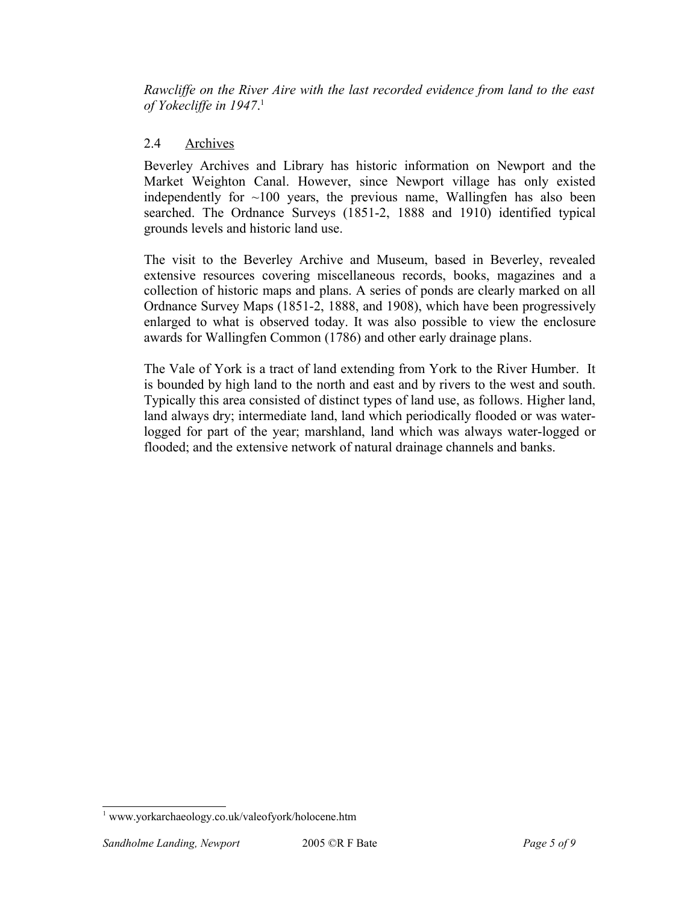*Rawcliffe on the River Aire with the last recorded evidence from land to the east of Yokecliffe in 1947.*[1]

## 2.4 Archives

Beverley Archives and Library has historic information on Newport and the Market Weighton Canal. However, since Newport village has only existed independently for ~100 years, the previous name, Wallingfen has also been searched. The Ordnance Surveys (1851-2, 1888 and 1910) identified typical grounds levels and historic land use.

The visit to the Beverley Archive and Museum, based in Beverley, revealed extensive resources covering miscellaneous records, books, magazines and a collection of historic maps and plans. A series of ponds are clearly marked on all Ordnance Survey Maps (1851-2, 1888, and 1908), which have been progressively enlarged to what is observed today. It was also possible to view the enclosure awards for Wallingfen Common (1786) and other early drainage plans.

The Vale of York is a tract of land extending from York to the River Humber. It is bounded by high land to the north and east and by rivers to the west and south. Typically this area consisted of distinct types of land use, as follows. Higher land, land always dry; intermediate land, land which periodically flooded or was water-logged for part of the year; marshland, land which was always water-logged or flooded; and the extensive network of natural drainage channels and banks.

[1] www.yorkarchaeology.co.uk/valeofyork/holocene.htm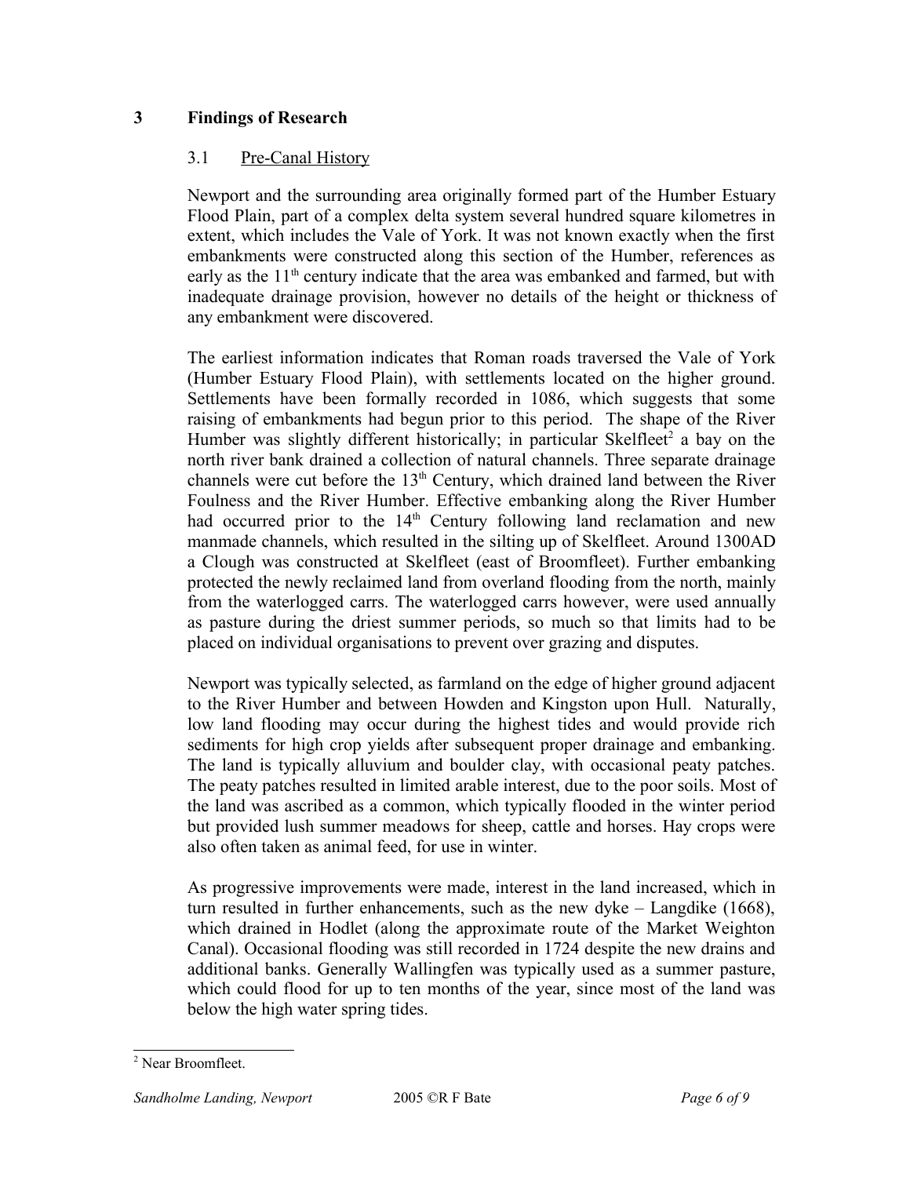## 3 Findings of Research

### 3.1 Pre-Canal History

Newport and the surrounding area originally formed part of the Humber Estuary Flood Plain, part of a complex delta system several hundred square kilometres in extent, which includes the Vale of York. It was not known exactly when the first embankments were constructed along this section of the Humber, references as early as the 11th century indicate that the area was embanked and farmed, but with inadequate drainage provision, however no details of the height or thickness of any embankment were discovered.

The earliest information indicates that Roman roads traversed the Vale of York (Humber Estuary Flood Plain), with settlements located on the higher ground. Settlements have been formally recorded in 1086, which suggests that some raising of embankments had begun prior to this period. The shape of the River Humber was slightly different historically; in particular Skelfleet[2] a bay on the north river bank drained a collection of natural channels. Three separate drainage channels were cut before the 13th Century, which drained land between the River Foulness and the River Humber. Effective embanking along the River Humber had occurred prior to the 14th Century following land reclamation and new manmade channels, which resulted in the silting up of Skelfleet. Around 1300AD a Clough was constructed at Skelfleet (east of Broomfleet). Further embanking protected the newly reclaimed land from overland flooding from the north, mainly from the waterlogged carrs. The waterlogged carrs however, were used annually as pasture during the driest summer periods, so much so that limits had to be placed on individual organisations to prevent over grazing and disputes.

Newport was typically selected, as farmland on the edge of higher ground adjacent to the River Humber and between Howden and Kingston upon Hull. Naturally, low land flooding may occur during the highest tides and would provide rich sediments for high crop yields after subsequent proper drainage and embanking. The land is typically alluvium and boulder clay, with occasional peaty patches. The peaty patches resulted in limited arable interest, due to the poor soils. Most of the land was ascribed as a common, which typically flooded in the winter period but provided lush summer meadows for sheep, cattle and horses. Hay crops were also often taken as animal feed, for use in winter.

As progressive improvements were made, interest in the land increased, which in turn resulted in further enhancements, such as the new dyke – Langdike (1668), which drained in Hodlet (along the approximate route of the Market Weighton Canal). Occasional flooding was still recorded in 1724 despite the new drains and additional banks. Generally Wallingfen was typically used as a summer pasture, which could flood for up to ten months of the year, since most of the land was below the high water spring tides.

---

[2] Near Broomfleet.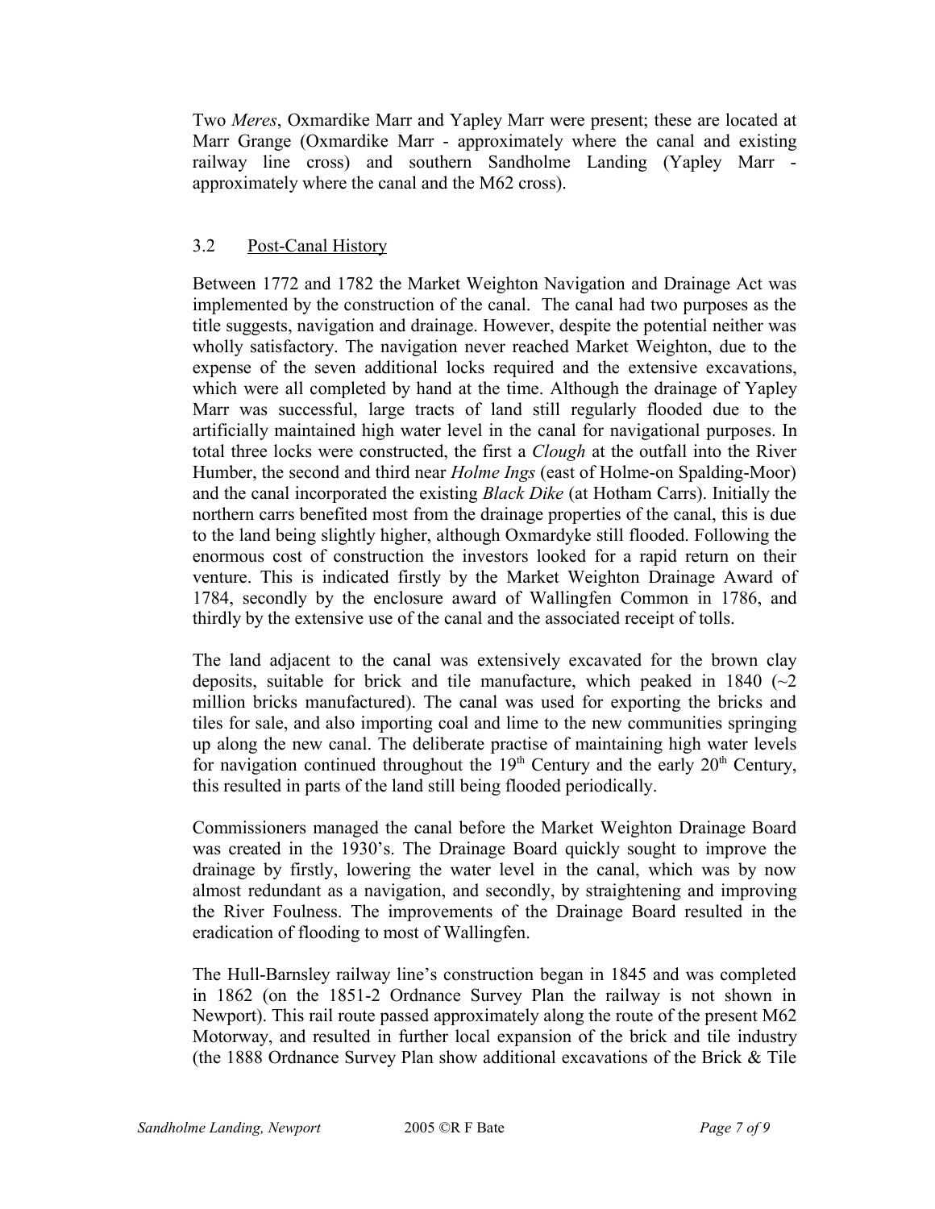Two *Meres*, Oxmardike Marr and Yapley Marr were present; these are located at Marr Grange (Oxmardike Marr - approximately where the canal and existing railway line cross) and southern Sandholme Landing (Yapley Marr - approximately where the canal and the M62 cross).

## 3.2 Post-Canal History

Between 1772 and 1782 the Market Weighton Navigation and Drainage Act was implemented by the construction of the canal. The canal had two purposes as the title suggests, navigation and drainage. However, despite the potential neither was wholly satisfactory. The navigation never reached Market Weighton, due to the expense of the seven additional locks required and the extensive excavations, which were all completed by hand at the time. Although the drainage of Yapley Marr was successful, large tracts of land still regularly flooded due to the artificially maintained high water level in the canal for navigational purposes. In total three locks were constructed, the first a *Clough* at the outfall into the River Humber, the second and third near *Holme Ings* (east of Holme-on Spalding-Moor) and the canal incorporated the existing *Black Dike* (at Hotham Carrs). Initially the northern carrs benefited most from the drainage properties of the canal, this is due to the land being slightly higher, although Oxmardyke still flooded. Following the enormous cost of construction the investors looked for a rapid return on their venture. This is indicated firstly by the Market Weighton Drainage Award of 1784, secondly by the enclosure award of Wallingfen Common in 1786, and thirdly by the extensive use of the canal and the associated receipt of tolls.

The land adjacent to the canal was extensively excavated for the brown clay deposits, suitable for brick and tile manufacture, which peaked in 1840 (~2 million bricks manufactured). The canal was used for exporting the bricks and tiles for sale, and also importing coal and lime to the new communities springing up along the new canal. The deliberate practise of maintaining high water levels for navigation continued throughout the 19th Century and the early 20th Century, this resulted in parts of the land still being flooded periodically.

Commissioners managed the canal before the Market Weighton Drainage Board was created in the 1930's. The Drainage Board quickly sought to improve the drainage by firstly, lowering the water level in the canal, which was by now almost redundant as a navigation, and secondly, by straightening and improving the River Foulness. The improvements of the Drainage Board resulted in the eradication of flooding to most of Wallingfen.

The Hull-Barnsley railway line's construction began in 1845 and was completed in 1862 (on the 1851-2 Ordnance Survey Plan the railway is not shown in Newport). This rail route passed approximately along the route of the present M62 Motorway, and resulted in further local expansion of the brick and tile industry (the 1888 Ordnance Survey Plan show additional excavations of the Brick & Tile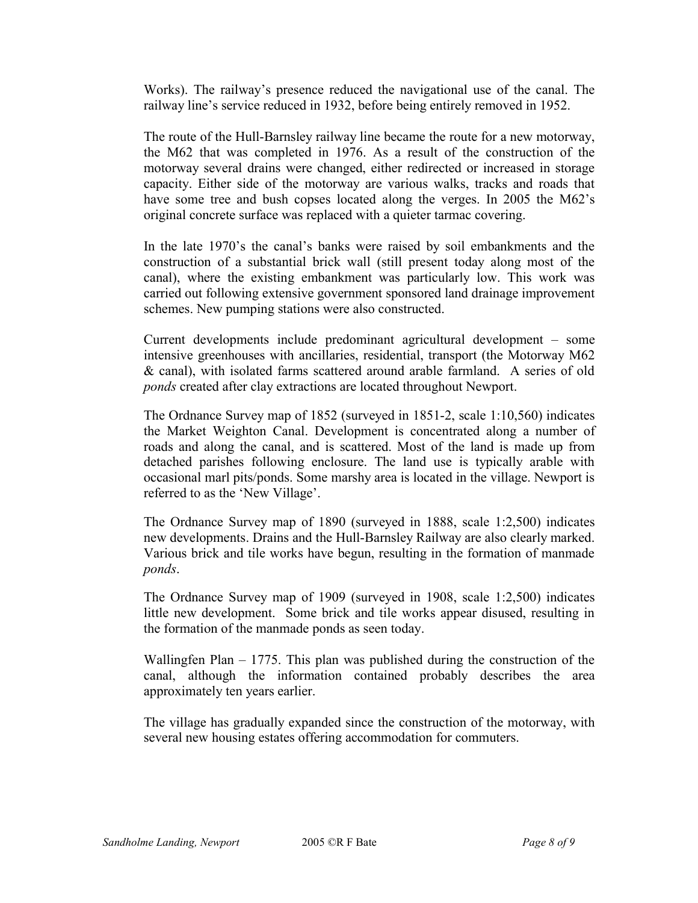Works). The railway's presence reduced the navigational use of the canal. The railway line's service reduced in 1932, before being entirely removed in 1952.

The route of the Hull-Barnsley railway line became the route for a new motorway, the M62 that was completed in 1976. As a result of the construction of the motorway several drains were changed, either redirected or increased in storage capacity. Either side of the motorway are various walks, tracks and roads that have some tree and bush copses located along the verges. In 2005 the M62's original concrete surface was replaced with a quieter tarmac covering.

In the late 1970's the canal's banks were raised by soil embankments and the construction of a substantial brick wall (still present today along most of the canal), where the existing embankment was particularly low. This work was carried out following extensive government sponsored land drainage improvement schemes. New pumping stations were also constructed.

Current developments include predominant agricultural development – some intensive greenhouses with ancillaries, residential, transport (the Motorway M62 & canal), with isolated farms scattered around arable farmland. A series of old *ponds* created after clay extractions are located throughout Newport.

The Ordnance Survey map of 1852 (surveyed in 1851-2, scale 1:10,560) indicates the Market Weighton Canal. Development is concentrated along a number of roads and along the canal, and is scattered. Most of the land is made up from detached parishes following enclosure. The land use is typically arable with occasional marl pits/ponds. Some marshy area is located in the village. Newport is referred to as the 'New Village'.

The Ordnance Survey map of 1890 (surveyed in 1888, scale 1:2,500) indicates new developments. Drains and the Hull-Barnsley Railway are also clearly marked. Various brick and tile works have begun, resulting in the formation of manmade *ponds*.

The Ordnance Survey map of 1909 (surveyed in 1908, scale 1:2,500) indicates little new development. Some brick and tile works appear disused, resulting in the formation of the manmade ponds as seen today.

Wallingfen Plan – 1775. This plan was published during the construction of the canal, although the information contained probably describes the area approximately ten years earlier.

The village has gradually expanded since the construction of the motorway, with several new housing estates offering accommodation for commuters.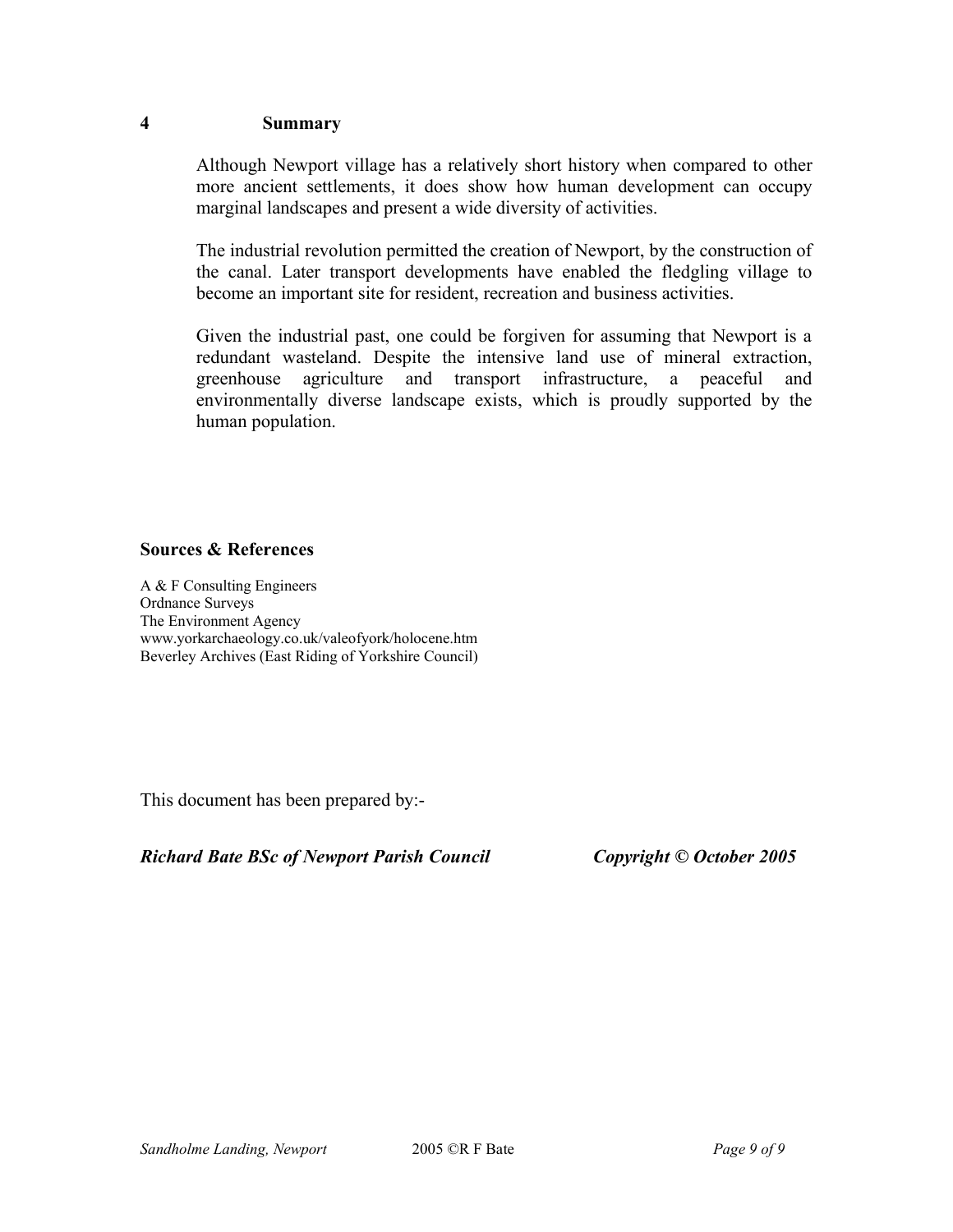## 4 Summary

Although Newport village has a relatively short history when compared to other more ancient settlements, it does show how human development can occupy marginal landscapes and present a wide diversity of activities.

The industrial revolution permitted the creation of Newport, by the construction of the canal. Later transport developments have enabled the fledgling village to become an important site for resident, recreation and business activities.

Given the industrial past, one could be forgiven for assuming that Newport is a redundant wasteland. Despite the intensive land use of mineral extraction, greenhouse agriculture and transport infrastructure, a peaceful and environmentally diverse landscape exists, which is proudly supported by the human population.

### Sources & References

A & F Consulting Engineers
Ordnance Surveys
The Environment Agency
www.yorkarchaeology.co.uk/valeofyork/holocene.htm
Beverley Archives (East Riding of Yorkshire Council)

This document has been prepared by:-

***Richard Bate BSc of Newport Parish Council*** ***Copyright © October 2005***